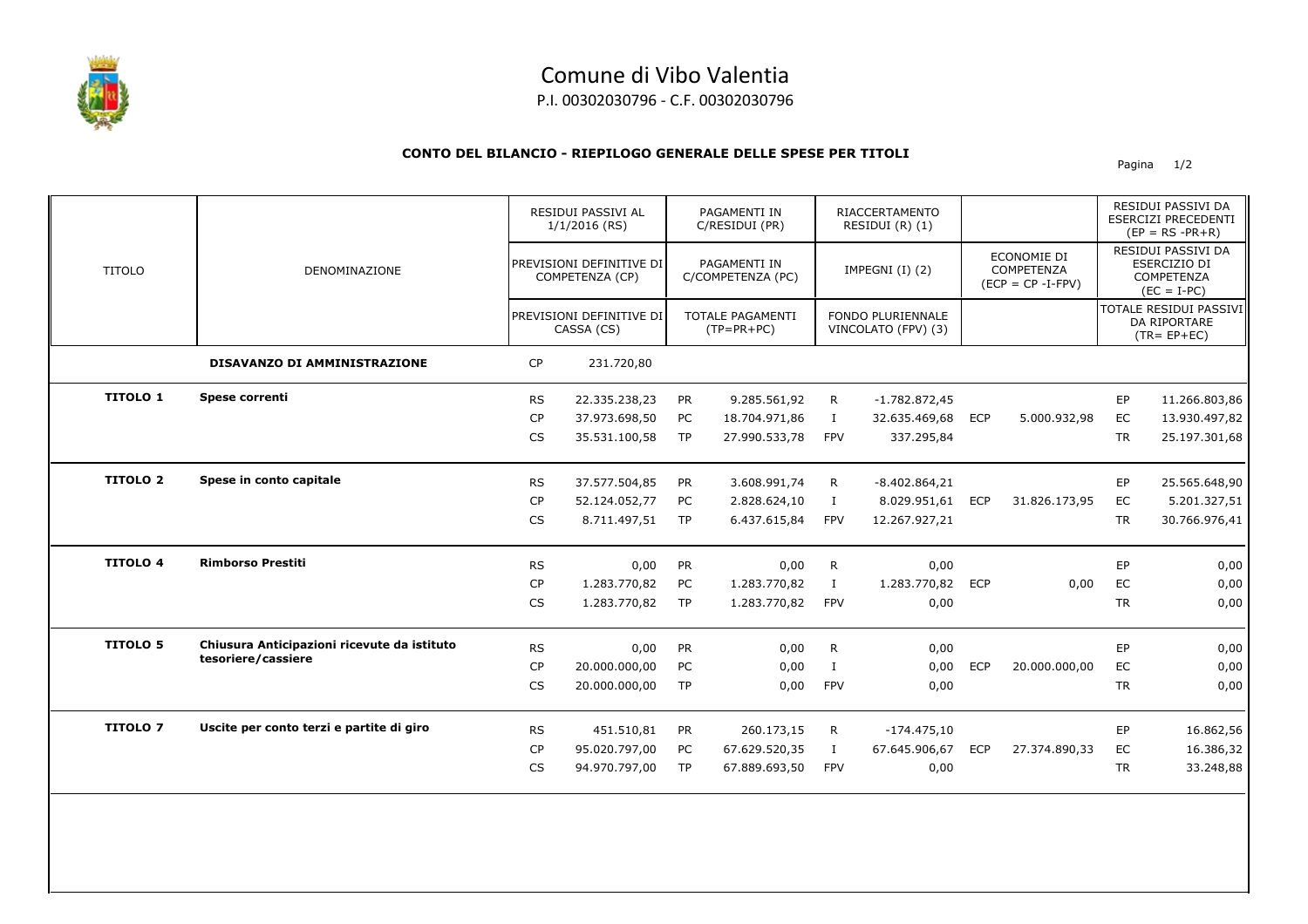# Comune di Vibo Valentia

P.I. 00302030796 - C.F. 00302030796

## CONTO DEL BILANCIO - RIEPILOGO GENERALE DELLE SPESE PER TITOLI

| TITOLO | DENOMINAZIONE | | RESIDUI PASSIVI AL 1/1/2016 (RS) / PREVISIONI DEFINITIVE DI COMPETENZA (CP) / PREVISIONI DEFINITIVE DI CASSA (CS) | | PAGAMENTI IN C/RESIDUI (PR) / PAGAMENTI IN C/COMPETENZA (PC) / TOTALE PAGAMENTI (TP=PR+PC) | | RIACCERTAMENTO RESIDUI (R) (1) / IMPEGNI (I) (2) / FONDO PLURIENNALE VINCOLATO (FPV) (3) | | ECONOMIE DI COMPETENZA (ECP = CP -I-FPV) | | RESIDUI PASSIVI DA ESERCIZI PRECEDENTI (EP = RS -PR+R) / RESIDUI PASSIVI DA ESERCIZIO DI COMPETENZA (EC = I-PC) / TOTALE RESIDUI PASSIVI DA RIPORTARE (TR= EP+EC) |
|---|---|---|---|---|---|---|---|---|---|---|---|
| | **DISAVANZO DI AMMINISTRAZIONE** | CP | 231.720,80 | | | | | | | | |
| **TITOLO 1** | **Spese correnti** | RS | 22.335.238,23 | PR | 9.285.561,92 | R | -1.782.872,45 | | | EP | 11.266.803,86 |
| | | CP | 37.973.698,50 | PC | 18.704.971,86 | I | 32.635.469,68 | ECP | 5.000.932,98 | EC | 13.930.497,82 |
| | | CS | 35.531.100,58 | TP | 27.990.533,78 | FPV | 337.295,84 | | | TR | 25.197.301,68 |
| **TITOLO 2** | **Spese in conto capitale** | RS | 37.577.504,85 | PR | 3.608.991,74 | R | -8.402.864,21 | | | EP | 25.565.648,90 |
| | | CP | 52.124.052,77 | PC | 2.828.624,10 | I | 8.029.951,61 | ECP | 31.826.173,95 | EC | 5.201.327,51 |
| | | CS | 8.711.497,51 | TP | 6.437.615,84 | FPV | 12.267.927,21 | | | TR | 30.766.976,41 |
| **TITOLO 4** | **Rimborso Prestiti** | RS | 0,00 | PR | 0,00 | R | 0,00 | | | EP | 0,00 |
| | | CP | 1.283.770,82 | PC | 1.283.770,82 | I | 1.283.770,82 | ECP | 0,00 | EC | 0,00 |
| | | CS | 1.283.770,82 | TP | 1.283.770,82 | FPV | 0,00 | | | TR | 0,00 |
| **TITOLO 5** | **Chiusura Anticipazioni ricevute da istituto tesoriere/cassiere** | RS | 0,00 | PR | 0,00 | R | 0,00 | | | EP | 0,00 |
| | | CP | 20.000.000,00 | PC | 0,00 | I | 0,00 | ECP | 20.000.000,00 | EC | 0,00 |
| | | CS | 20.000.000,00 | TP | 0,00 | FPV | 0,00 | | | TR | 0,00 |
| **TITOLO 7** | **Uscite per conto terzi e partite di giro** | RS | 451.510,81 | PR | 260.173,15 | R | -174.475,10 | | | EP | 16.862,56 |
| | | CP | 95.020.797,00 | PC | 67.629.520,35 | I | 67.645.906,67 | ECP | 27.374.890,33 | EC | 16.386,32 |
| | | CS | 94.970.797,00 | TP | 67.889.693,50 | FPV | 0,00 | | | TR | 33.248,88 |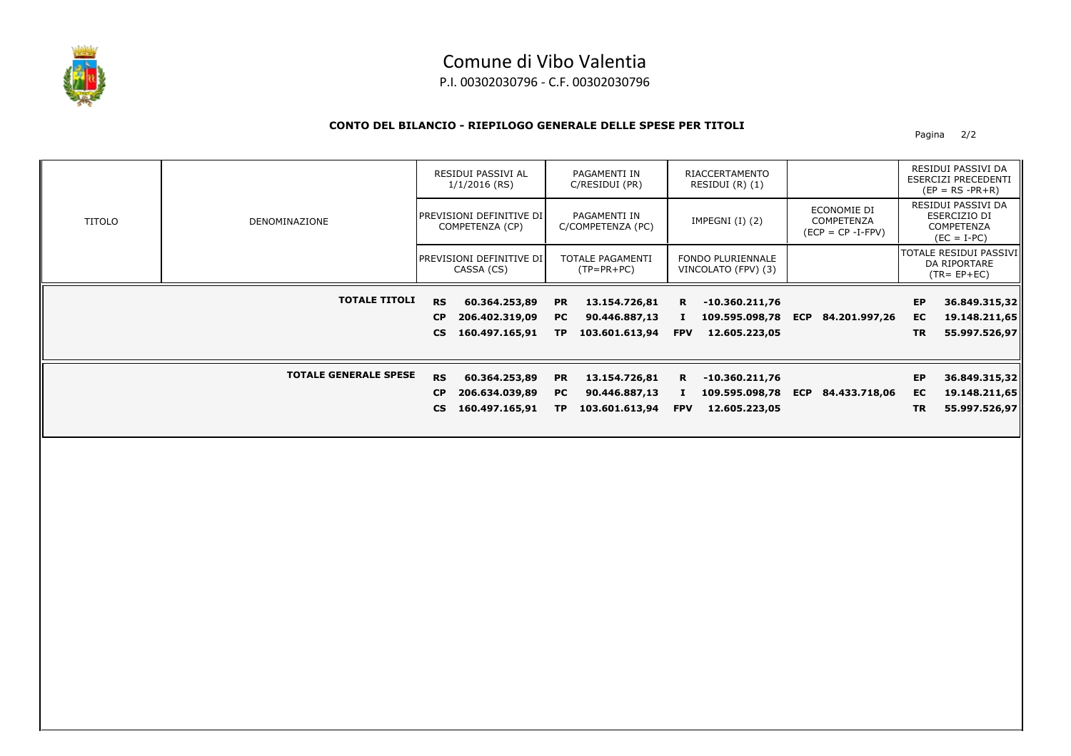# Comune di Vibo Valentia

P.I. 00302030796 - C.F. 00302030796

### CONTO DEL BILANCIO - RIEPILOGO GENERALE DELLE SPESE PER TITOLI

| TITOLO | DENOMINAZIONE | RESIDUI PASSIVI AL 1/1/2016 (RS) / PREVISIONI DEFINITIVE DI COMPETENZA (CP) / PREVISIONI DEFINITIVE DI CASSA (CS) | PAGAMENTI IN C/RESIDUI (PR) / PAGAMENTI IN C/COMPETENZA (PC) / TOTALE PAGAMENTI (TP=PR+PC) | RIACCERTAMENTO RESIDUI (R) (1) / IMPEGNI (I) (2) / FONDO PLURIENNALE VINCOLATO (FPV) (3) | ECONOMIE DI COMPETENZA (ECP = CP -I-FPV) | RESIDUI PASSIVI DA ESERCIZI PRECEDENTI (EP = RS -PR+R) / RESIDUI PASSIVI DA ESERCIZIO DI COMPETENZA (EC = I-PC) / TOTALE RESIDUI PASSIVI DA RIPORTARE (TR= EP+EC) |
|---|---|---|---|---|---|---|
| | **TOTALE TITOLI** | **RS 60.364.253,89** | **PR 13.154.726,81** | **R -10.360.211,76** | | **EP 36.849.315,32** |
| | | **CP 206.402.319,09** | **PC 90.446.887,13** | **I 109.595.098,78** | **ECP 84.201.997,26** | **EC 19.148.211,65** |
| | | **CS 160.497.165,91** | **TP 103.601.613,94** | **FPV 12.605.223,05** | | **TR 55.997.526,97** |
| | **TOTALE GENERALE SPESE** | **RS 60.364.253,89** | **PR 13.154.726,81** | **R -10.360.211,76** | | **EP 36.849.315,32** |
| | | **CP 206.634.039,89** | **PC 90.446.887,13** | **I 109.595.098,78** | **ECP 84.433.718,06** | **EC 19.148.211,65** |
| | | **CS 160.497.165,91** | **TP 103.601.613,94** | **FPV 12.605.223,05** | | **TR 55.997.526,97** |